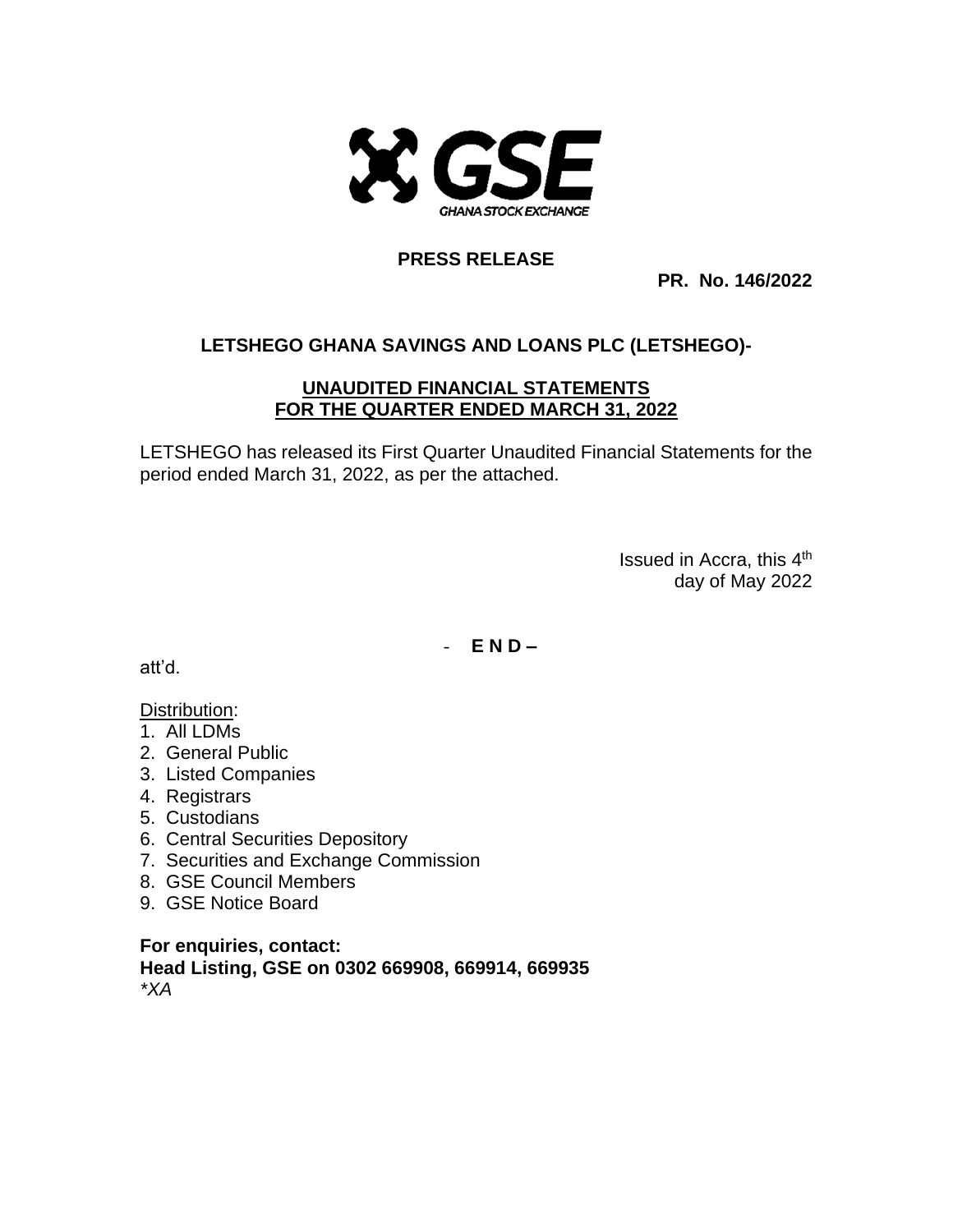GSE

GHANA STOCK EXCHANGE

**PRESS RELEASE**

**PR. No. 146/2022**

**LETSHEGO GHANA SAVINGS AND LOANS PLC (LETSHEGO)-**

**UNAUDITED FINANCIAL STATEMENTS**
**FOR THE QUARTER ENDED MARCH 31, 2022**

LETSHEGO has released its First Quarter Unaudited Financial Statements for the period ended March 31, 2022, as per the attached.

Issued in Accra, this 4th day of May 2022

- **E N D –**

att'd.

Distribution:

1. All LDMs
2. General Public
3. Listed Companies
4. Registrars
5. Custodians
6. Central Securities Depository
7. Securities and Exchange Commission
8. GSE Council Members
9. GSE Notice Board

**For enquiries, contact:**
**Head Listing, GSE on 0302 669908, 669914, 669935**
*\*XA*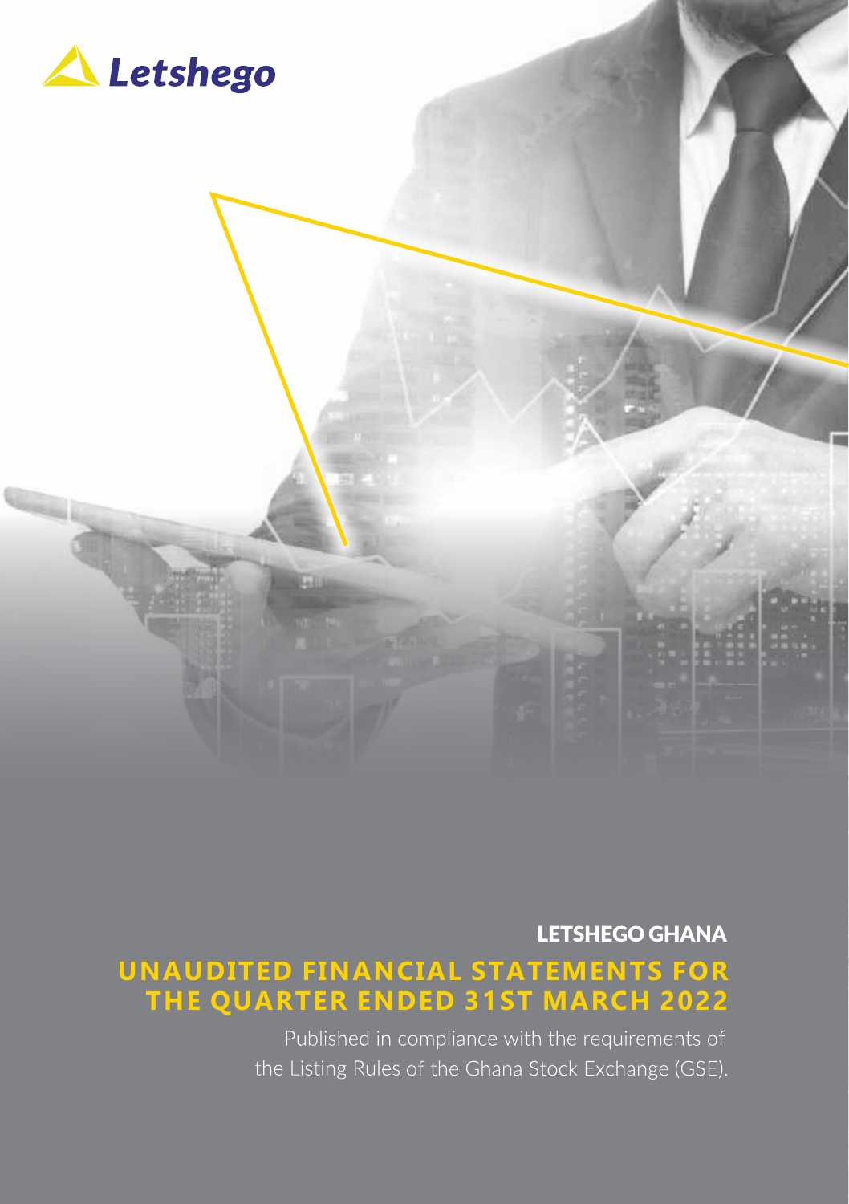Letshego

## LETSHEGO GHANA

# UNAUDITED FINANCIAL STATEMENTS FOR THE QUARTER ENDED 31ST MARCH 2022

Published in compliance with the requirements of the Listing Rules of the Ghana Stock Exchange (GSE).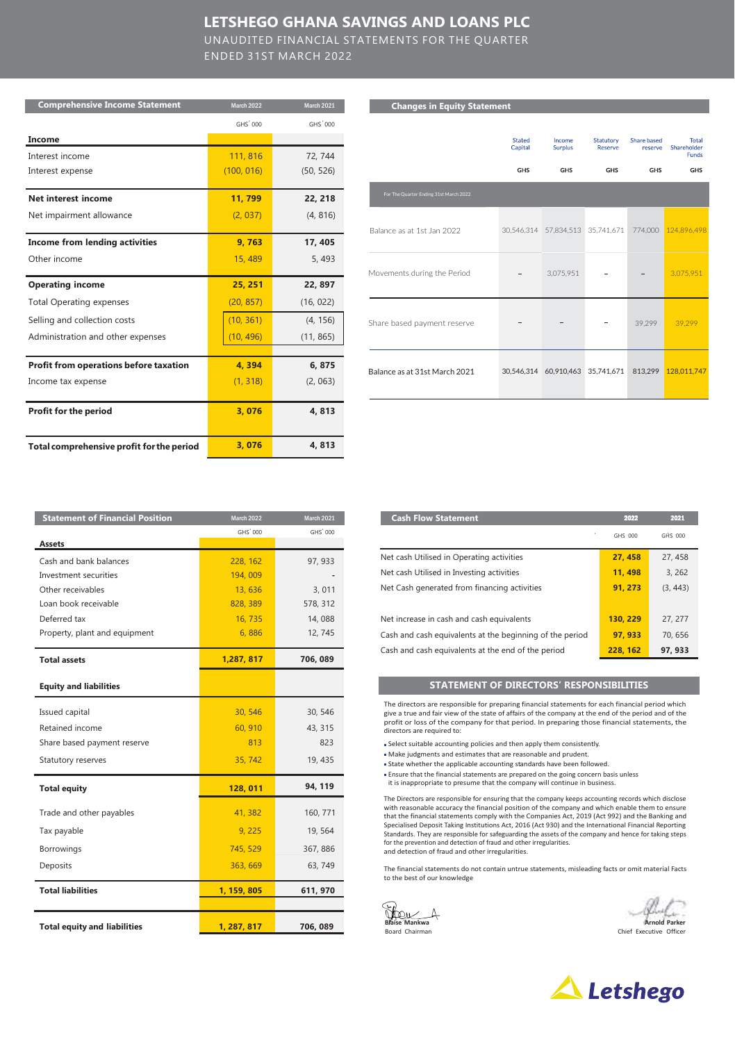# LETSHEGO GHANA SAVINGS AND LOANS PLC

UNAUDITED FINANCIAL STATEMENTS FOR THE QUARTER ENDED 31ST MARCH 2022

| Comprehensive Income Statement | March 2022 | March 2021 |
|---|---|---|
| | GHS' 000 | GHS' 000 |
| **Income** | | |
| Interest income | 111, 816 | 72, 744 |
| Interest expense | (100, 016) | (50, 526) |
| **Net interest income** | **11, 799** | **22, 218** |
| Net impairment allowance | (2, 037) | (4, 816) |
| **Income from lending activities** | **9, 763** | **17, 405** |
| Other income | 15, 489 | 5, 493 |
| **Operating income** | **25, 251** | **22, 897** |
| Total Operating expenses | (20, 857) | (16, 022) |
| Selling and collection costs | (10, 361) | (4, 156) |
| Administration and other expenses | (10, 496) | (11, 865) |
| **Profit from operations before taxation** | **4, 394** | **6, 875** |
| Income tax expense | (1, 318) | (2, 063) |
| **Profit for the period** | **3, 076** | **4, 813** |
| **Total comprehensive profit for the period** | **3, 076** | **4, 813** |

| Changes in Equity Statement | Stated Capital | Income Surplus | Statutory Reserve | Share based reserve | Total Shareholder Funds |
|---|---|---|---|---|---|
| | GHS | GHS | GHS | GHS | GHS |
| For The Quarter Ending 31st March 2022 | | | | | |
| Balance as at 1st Jan 2022 | 30,546,314 | 57,834,513 | 35,741,671 | 774,000 | 124,896,498 |
| Movements during the Period | – | 3,075,951 | – | – | 3,075,951 |
| Share based payment reserve | – | – | – | 39,299 | 39,299 |
| Balance as at 31st March 2021 | 30,546,314 | 60,910,463 | 35,741,671 | 813,299 | 128,011,747 |

| Statement of Financial Position | March 2022 | March 2021 |
|---|---|---|
| | GHS' 000 | GHS' 000 |
| **Assets** | | |
| Cash and bank balances | 228, 162 | 97, 933 |
| Investment securities | 194, 009 | - |
| Other receivables | 13, 636 | 3, 011 |
| Loan book receivable | 828, 389 | 578, 312 |
| Deferred tax | 16, 735 | 14, 088 |
| Property, plant and equipment | 6, 886 | 12, 745 |
| **Total assets** | **1,287, 817** | **706, 089** |
| **Equity and liabilities** | | |
| Issued capital | 30, 546 | 30, 546 |
| Retained income | 60, 910 | 43, 315 |
| Share based payment reserve | 813 | 823 |
| Statutory reserves | 35, 742 | 19, 435 |
| **Total equity** | **128, 011** | **94, 119** |
| Trade and other payables | 41, 382 | 160, 771 |
| Tax payable | 9, 225 | 19, 564 |
| Borrowings | 745, 529 | 367, 886 |
| Deposits | 363, 669 | 63, 749 |
| **Total liabilities** | **1, 159, 805** | **611, 970** |
| **Total equity and liabilities** | **1, 287, 817** | **706, 089** |

| Cash Flow Statement | 2022 | 2021 |
|---|---|---|
| | GHS 000 | GHS 000 |
| Net cash Utilised in Operating activities | **27, 458** | 27, 458 |
| Net cash Utilised in Investing activities | **11, 498** | 3, 262 |
| Net Cash generated from financing activities | **91, 273** | (3, 443) |
| Net increase in cash and cash equivalents | **130, 229** | 27, 277 |
| Cash and cash equivalents at the beginning of the period | **97, 933** | 70, 656 |
| Cash and cash equivalents at the end of the period | **228, 162** | **97, 933** |

## STATEMENT OF DIRECTORS' RESPONSIBILITIES

The directors are responsible for preparing financial statements for each financial period which give a true and fair view of the state of affairs of the company at the end of the period and of the profit or loss of the company for that period. In preparing those financial statements, the directors are required to:

- Select suitable accounting policies and then apply them consistently.
- Make judgments and estimates that are reasonable and prudent.
- State whether the applicable accounting standards have been followed.
- Ensure that the financial statements are prepared on the going concern basis unless it is inappropriate to presume that the company will continue in business.

The Directors are responsible for ensuring that the company keeps accounting records which disclose with reasonable accuracy the financial position of the company and which enable them to ensure that the financial statements comply with the Companies Act, 2019 (Act 992) and the Banking and Specialised Deposit Taking Institutions Act, 2016 (Act 930) and the International Financial Reporting Standards. They are responsible for safeguarding the assets of the company and hence for taking steps for the prevention and detection of fraud and other irregularities.
and detection of fraud and other irregularities.

The financial statements do not contain untrue statements, misleading facts or omit material Facts to the best of our knowledge

**Blaise Mankwa**
Board Chairman

**Arnold Parker**
Chief Executive Officer

Letshego